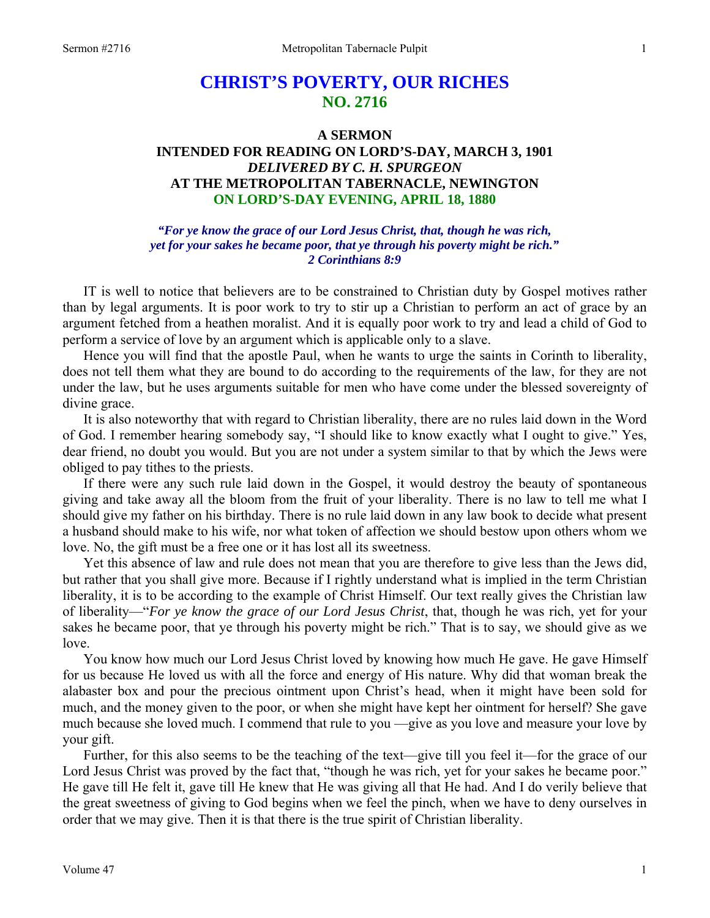# CHRIST'S POVERTY, OUR RICHES
## NO. 2716

### A SERMON
### INTENDED FOR READING ON LORD'S-DAY, MARCH 3, 1901
### *DELIVERED BY C. H. SPURGEON*
### AT THE METROPOLITAN TABERNACLE, NEWINGTON
### ON LORD'S-DAY EVENING, APRIL 18, 1880

*"For ye know the grace of our Lord Jesus Christ, that, though he was rich, yet for your sakes he became poor, that ye through his poverty might be rich." 2 Corinthians 8:9*

IT is well to notice that believers are to be constrained to Christian duty by Gospel motives rather than by legal arguments. It is poor work to try to stir up a Christian to perform an act of grace by an argument fetched from a heathen moralist. And it is equally poor work to try and lead a child of God to perform a service of love by an argument which is applicable only to a slave.

Hence you will find that the apostle Paul, when he wants to urge the saints in Corinth to liberality, does not tell them what they are bound to do according to the requirements of the law, for they are not under the law, but he uses arguments suitable for men who have come under the blessed sovereignty of divine grace.

It is also noteworthy that with regard to Christian liberality, there are no rules laid down in the Word of God. I remember hearing somebody say, "I should like to know exactly what I ought to give." Yes, dear friend, no doubt you would. But you are not under a system similar to that by which the Jews were obliged to pay tithes to the priests.

If there were any such rule laid down in the Gospel, it would destroy the beauty of spontaneous giving and take away all the bloom from the fruit of your liberality. There is no law to tell me what I should give my father on his birthday. There is no rule laid down in any law book to decide what present a husband should make to his wife, nor what token of affection we should bestow upon others whom we love. No, the gift must be a free one or it has lost all its sweetness.

Yet this absence of law and rule does not mean that you are therefore to give less than the Jews did, but rather that you shall give more. Because if I rightly understand what is implied in the term Christian liberality, it is to be according to the example of Christ Himself. Our text really gives the Christian law of liberality—"*For ye know the grace of our Lord Jesus Christ*, that, though he was rich, yet for your sakes he became poor, that ye through his poverty might be rich." That is to say, we should give as we love.

You know how much our Lord Jesus Christ loved by knowing how much He gave. He gave Himself for us because He loved us with all the force and energy of His nature. Why did that woman break the alabaster box and pour the precious ointment upon Christ's head, when it might have been sold for much, and the money given to the poor, or when she might have kept her ointment for herself? She gave much because she loved much. I commend that rule to you —give as you love and measure your love by your gift.

Further, for this also seems to be the teaching of the text—give till you feel it—for the grace of our Lord Jesus Christ was proved by the fact that, "though he was rich, yet for your sakes he became poor." He gave till He felt it, gave till He knew that He was giving all that He had. And I do verily believe that the great sweetness of giving to God begins when we feel the pinch, when we have to deny ourselves in order that we may give. Then it is that there is the true spirit of Christian liberality.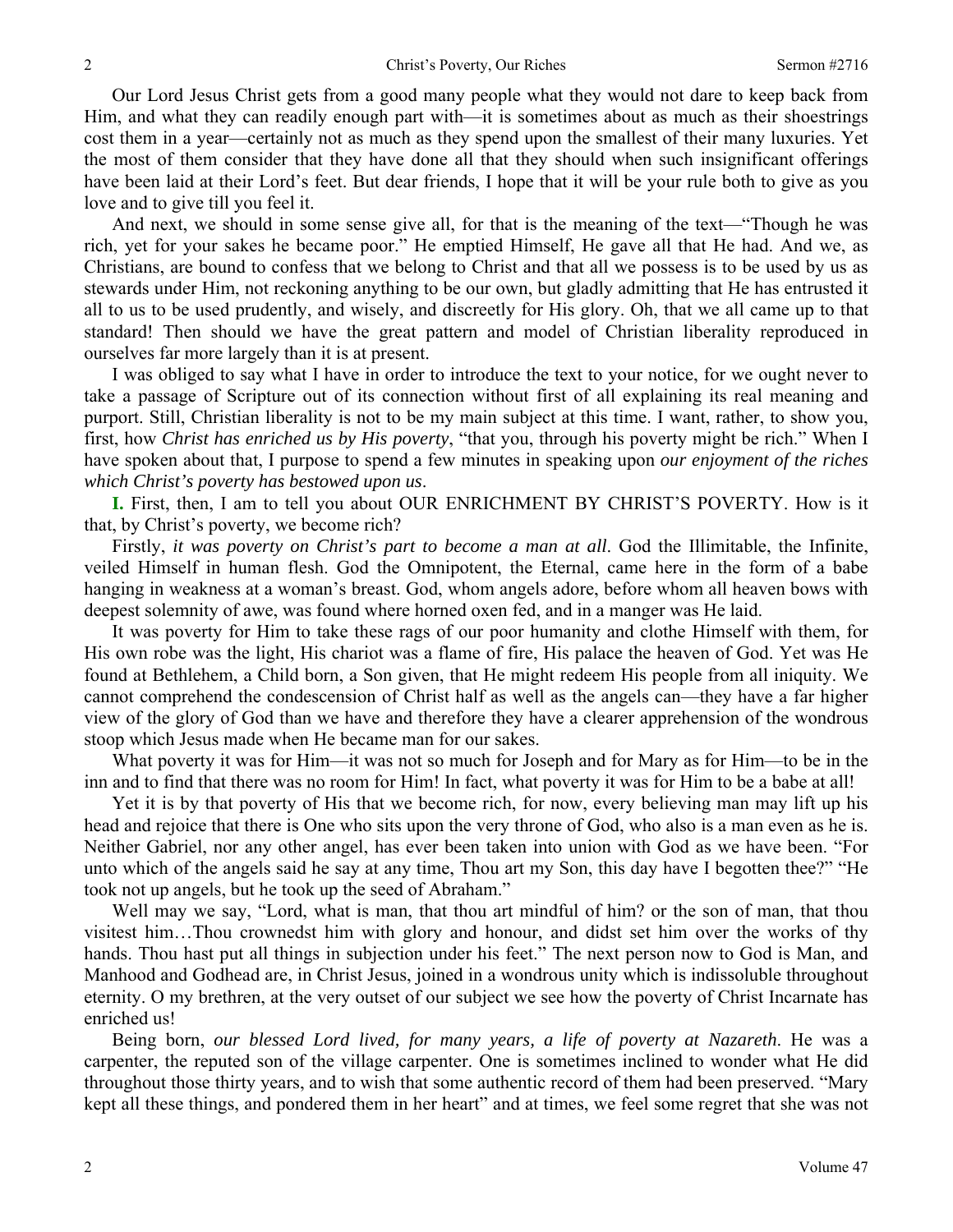Our Lord Jesus Christ gets from a good many people what they would not dare to keep back from Him, and what they can readily enough part with—it is sometimes about as much as their shoestrings cost them in a year—certainly not as much as they spend upon the smallest of their many luxuries. Yet the most of them consider that they have done all that they should when such insignificant offerings have been laid at their Lord's feet. But dear friends, I hope that it will be your rule both to give as you love and to give till you feel it.

And next, we should in some sense give all, for that is the meaning of the text—"Though he was rich, yet for your sakes he became poor." He emptied Himself, He gave all that He had. And we, as Christians, are bound to confess that we belong to Christ and that all we possess is to be used by us as stewards under Him, not reckoning anything to be our own, but gladly admitting that He has entrusted it all to us to be used prudently, and wisely, and discreetly for His glory. Oh, that we all came up to that standard! Then should we have the great pattern and model of Christian liberality reproduced in ourselves far more largely than it is at present.

I was obliged to say what I have in order to introduce the text to your notice, for we ought never to take a passage of Scripture out of its connection without first of all explaining its real meaning and purport. Still, Christian liberality is not to be my main subject at this time. I want, rather, to show you, first, how *Christ has enriched us by His poverty*, "that you, through his poverty might be rich." When I have spoken about that, I purpose to spend a few minutes in speaking upon *our enjoyment of the riches which Christ's poverty has bestowed upon us*.

**I.** First, then, I am to tell you about OUR ENRICHMENT BY CHRIST'S POVERTY. How is it that, by Christ's poverty, we become rich?

Firstly, *it was poverty on Christ's part to become a man at all*. God the Illimitable, the Infinite, veiled Himself in human flesh. God the Omnipotent, the Eternal, came here in the form of a babe hanging in weakness at a woman's breast. God, whom angels adore, before whom all heaven bows with deepest solemnity of awe, was found where horned oxen fed, and in a manger was He laid.

It was poverty for Him to take these rags of our poor humanity and clothe Himself with them, for His own robe was the light, His chariot was a flame of fire, His palace the heaven of God. Yet was He found at Bethlehem, a Child born, a Son given, that He might redeem His people from all iniquity. We cannot comprehend the condescension of Christ half as well as the angels can—they have a far higher view of the glory of God than we have and therefore they have a clearer apprehension of the wondrous stoop which Jesus made when He became man for our sakes.

What poverty it was for Him—it was not so much for Joseph and for Mary as for Him—to be in the inn and to find that there was no room for Him! In fact, what poverty it was for Him to be a babe at all!

Yet it is by that poverty of His that we become rich, for now, every believing man may lift up his head and rejoice that there is One who sits upon the very throne of God, who also is a man even as he is. Neither Gabriel, nor any other angel, has ever been taken into union with God as we have been. "For unto which of the angels said he say at any time, Thou art my Son, this day have I begotten thee?" "He took not up angels, but he took up the seed of Abraham."

Well may we say, "Lord, what is man, that thou art mindful of him? or the son of man, that thou visitest him…Thou crownedst him with glory and honour, and didst set him over the works of thy hands. Thou hast put all things in subjection under his feet." The next person now to God is Man, and Manhood and Godhead are, in Christ Jesus, joined in a wondrous unity which is indissoluble throughout eternity. O my brethren, at the very outset of our subject we see how the poverty of Christ Incarnate has enriched us!

Being born, *our blessed Lord lived, for many years, a life of poverty at Nazareth*. He was a carpenter, the reputed son of the village carpenter. One is sometimes inclined to wonder what He did throughout those thirty years, and to wish that some authentic record of them had been preserved. "Mary kept all these things, and pondered them in her heart" and at times, we feel some regret that she was not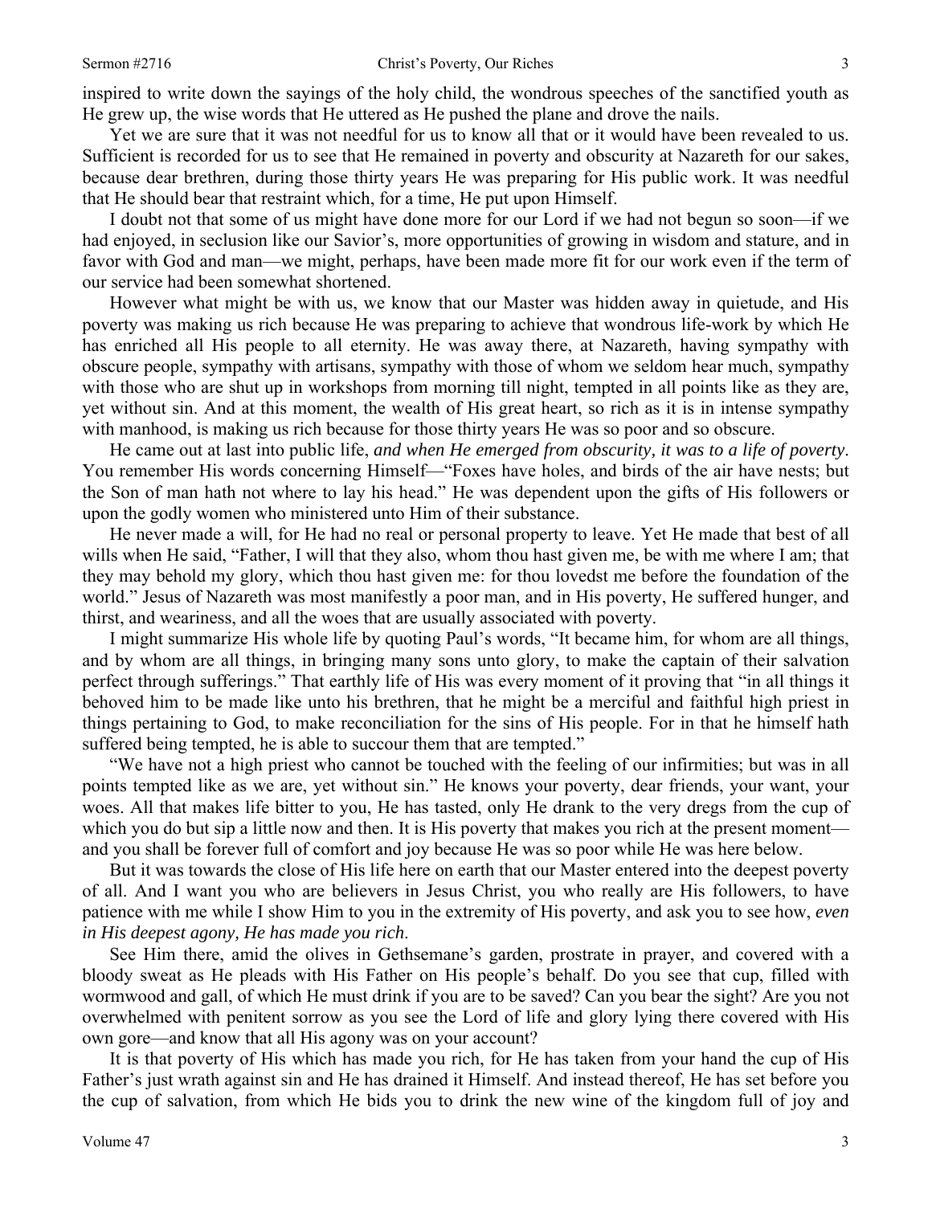inspired to write down the sayings of the holy child, the wondrous speeches of the sanctified youth as He grew up, the wise words that He uttered as He pushed the plane and drove the nails.

Yet we are sure that it was not needful for us to know all that or it would have been revealed to us. Sufficient is recorded for us to see that He remained in poverty and obscurity at Nazareth for our sakes, because dear brethren, during those thirty years He was preparing for His public work. It was needful that He should bear that restraint which, for a time, He put upon Himself.

I doubt not that some of us might have done more for our Lord if we had not begun so soon—if we had enjoyed, in seclusion like our Savior's, more opportunities of growing in wisdom and stature, and in favor with God and man—we might, perhaps, have been made more fit for our work even if the term of our service had been somewhat shortened.

However what might be with us, we know that our Master was hidden away in quietude, and His poverty was making us rich because He was preparing to achieve that wondrous life-work by which He has enriched all His people to all eternity. He was away there, at Nazareth, having sympathy with obscure people, sympathy with artisans, sympathy with those of whom we seldom hear much, sympathy with those who are shut up in workshops from morning till night, tempted in all points like as they are, yet without sin. And at this moment, the wealth of His great heart, so rich as it is in intense sympathy with manhood, is making us rich because for those thirty years He was so poor and so obscure.

He came out at last into public life, *and when He emerged from obscurity, it was to a life of poverty*. You remember His words concerning Himself—"Foxes have holes, and birds of the air have nests; but the Son of man hath not where to lay his head." He was dependent upon the gifts of His followers or upon the godly women who ministered unto Him of their substance.

He never made a will, for He had no real or personal property to leave. Yet He made that best of all wills when He said, "Father, I will that they also, whom thou hast given me, be with me where I am; that they may behold my glory, which thou hast given me: for thou lovedst me before the foundation of the world." Jesus of Nazareth was most manifestly a poor man, and in His poverty, He suffered hunger, and thirst, and weariness, and all the woes that are usually associated with poverty.

I might summarize His whole life by quoting Paul's words, "It became him, for whom are all things, and by whom are all things, in bringing many sons unto glory, to make the captain of their salvation perfect through sufferings." That earthly life of His was every moment of it proving that "in all things it behoved him to be made like unto his brethren, that he might be a merciful and faithful high priest in things pertaining to God, to make reconciliation for the sins of His people. For in that he himself hath suffered being tempted, he is able to succour them that are tempted."

"We have not a high priest who cannot be touched with the feeling of our infirmities; but was in all points tempted like as we are, yet without sin." He knows your poverty, dear friends, your want, your woes. All that makes life bitter to you, He has tasted, only He drank to the very dregs from the cup of which you do but sip a little now and then. It is His poverty that makes you rich at the present moment—and you shall be forever full of comfort and joy because He was so poor while He was here below.

But it was towards the close of His life here on earth that our Master entered into the deepest poverty of all. And I want you who are believers in Jesus Christ, you who really are His followers, to have patience with me while I show Him to you in the extremity of His poverty, and ask you to see how, *even in His deepest agony, He has made you rich*.

See Him there, amid the olives in Gethsemane's garden, prostrate in prayer, and covered with a bloody sweat as He pleads with His Father on His people's behalf. Do you see that cup, filled with wormwood and gall, of which He must drink if you are to be saved? Can you bear the sight? Are you not overwhelmed with penitent sorrow as you see the Lord of life and glory lying there covered with His own gore—and know that all His agony was on your account?

It is that poverty of His which has made you rich, for He has taken from your hand the cup of His Father's just wrath against sin and He has drained it Himself. And instead thereof, He has set before you the cup of salvation, from which He bids you to drink the new wine of the kingdom full of joy and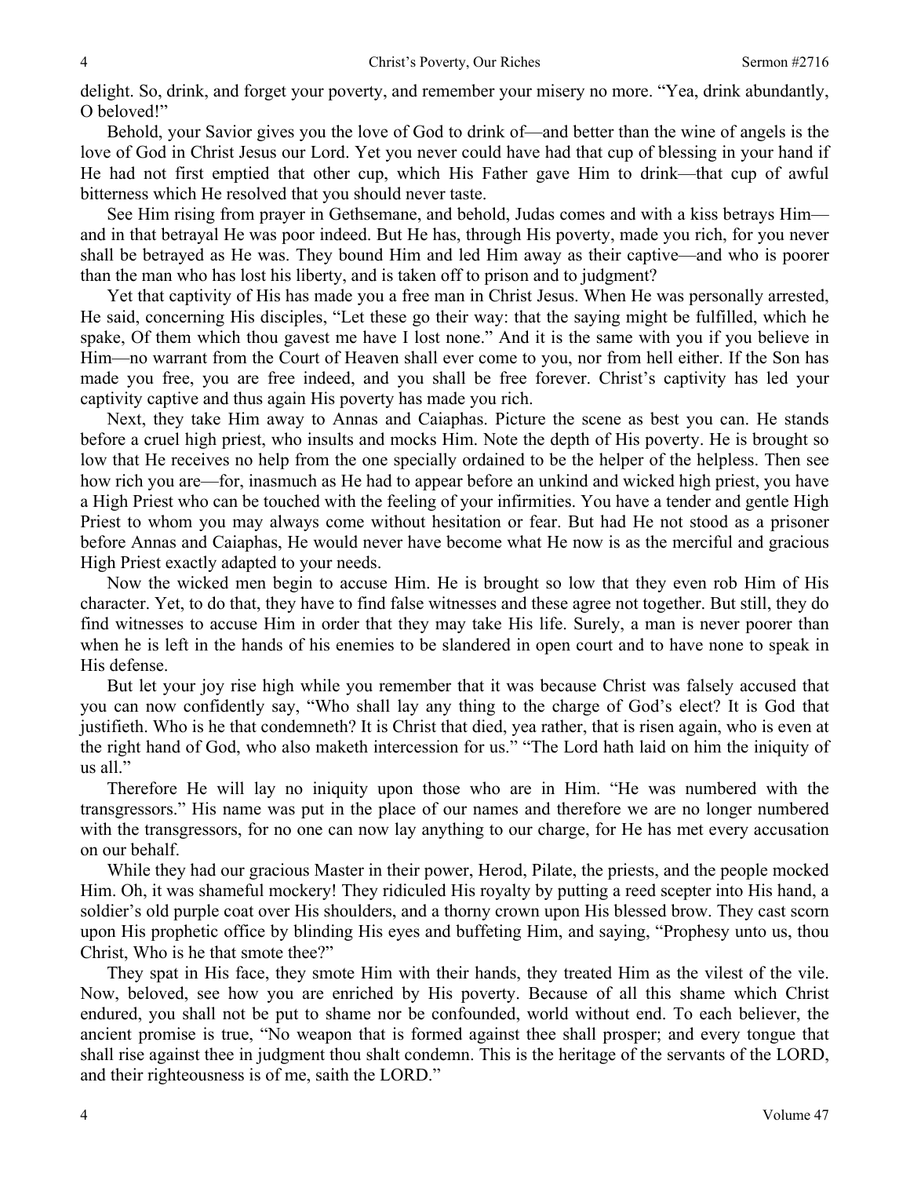delight. So, drink, and forget your poverty, and remember your misery no more. "Yea, drink abundantly, O beloved!"

Behold, your Savior gives you the love of God to drink of—and better than the wine of angels is the love of God in Christ Jesus our Lord. Yet you never could have had that cup of blessing in your hand if He had not first emptied that other cup, which His Father gave Him to drink—that cup of awful bitterness which He resolved that you should never taste.

See Him rising from prayer in Gethsemane, and behold, Judas comes and with a kiss betrays Him—and in that betrayal He was poor indeed. But He has, through His poverty, made you rich, for you never shall be betrayed as He was. They bound Him and led Him away as their captive—and who is poorer than the man who has lost his liberty, and is taken off to prison and to judgment?

Yet that captivity of His has made you a free man in Christ Jesus. When He was personally arrested, He said, concerning His disciples, "Let these go their way: that the saying might be fulfilled, which he spake, Of them which thou gavest me have I lost none." And it is the same with you if you believe in Him—no warrant from the Court of Heaven shall ever come to you, nor from hell either. If the Son has made you free, you are free indeed, and you shall be free forever. Christ's captivity has led your captivity captive and thus again His poverty has made you rich.

Next, they take Him away to Annas and Caiaphas. Picture the scene as best you can. He stands before a cruel high priest, who insults and mocks Him. Note the depth of His poverty. He is brought so low that He receives no help from the one specially ordained to be the helper of the helpless. Then see how rich you are—for, inasmuch as He had to appear before an unkind and wicked high priest, you have a High Priest who can be touched with the feeling of your infirmities. You have a tender and gentle High Priest to whom you may always come without hesitation or fear. But had He not stood as a prisoner before Annas and Caiaphas, He would never have become what He now is as the merciful and gracious High Priest exactly adapted to your needs.

Now the wicked men begin to accuse Him. He is brought so low that they even rob Him of His character. Yet, to do that, they have to find false witnesses and these agree not together. But still, they do find witnesses to accuse Him in order that they may take His life. Surely, a man is never poorer than when he is left in the hands of his enemies to be slandered in open court and to have none to speak in His defense.

But let your joy rise high while you remember that it was because Christ was falsely accused that you can now confidently say, "Who shall lay any thing to the charge of God's elect? It is God that justifieth. Who is he that condemneth? It is Christ that died, yea rather, that is risen again, who is even at the right hand of God, who also maketh intercession for us." "The Lord hath laid on him the iniquity of us all."

Therefore He will lay no iniquity upon those who are in Him. "He was numbered with the transgressors." His name was put in the place of our names and therefore we are no longer numbered with the transgressors, for no one can now lay anything to our charge, for He has met every accusation on our behalf.

While they had our gracious Master in their power, Herod, Pilate, the priests, and the people mocked Him. Oh, it was shameful mockery! They ridiculed His royalty by putting a reed scepter into His hand, a soldier's old purple coat over His shoulders, and a thorny crown upon His blessed brow. They cast scorn upon His prophetic office by blinding His eyes and buffeting Him, and saying, "Prophesy unto us, thou Christ, Who is he that smote thee?"

They spat in His face, they smote Him with their hands, they treated Him as the vilest of the vile. Now, beloved, see how you are enriched by His poverty. Because of all this shame which Christ endured, you shall not be put to shame nor be confounded, world without end. To each believer, the ancient promise is true, "No weapon that is formed against thee shall prosper; and every tongue that shall rise against thee in judgment thou shalt condemn. This is the heritage of the servants of the LORD, and their righteousness is of me, saith the LORD."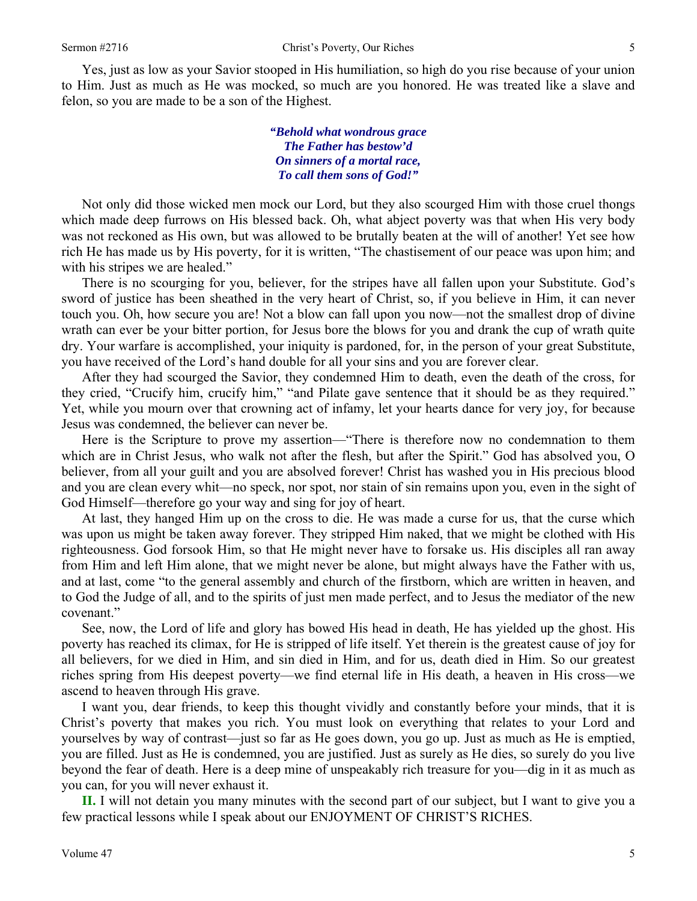Yes, just as low as your Savior stooped in His humiliation, so high do you rise because of your union to Him. Just as much as He was mocked, so much are you honored. He was treated like a slave and felon, so you are made to be a son of the Highest.

> ***"Behold what wondrous grace***
> ***The Father has bestow'd***
> ***On sinners of a mortal race,***
> ***To call them sons of God!"***

Not only did those wicked men mock our Lord, but they also scourged Him with those cruel thongs which made deep furrows on His blessed back. Oh, what abject poverty was that when His very body was not reckoned as His own, but was allowed to be brutally beaten at the will of another! Yet see how rich He has made us by His poverty, for it is written, "The chastisement of our peace was upon him; and with his stripes we are healed."

There is no scourging for you, believer, for the stripes have all fallen upon your Substitute. God's sword of justice has been sheathed in the very heart of Christ, so, if you believe in Him, it can never touch you. Oh, how secure you are! Not a blow can fall upon you now—not the smallest drop of divine wrath can ever be your bitter portion, for Jesus bore the blows for you and drank the cup of wrath quite dry. Your warfare is accomplished, your iniquity is pardoned, for, in the person of your great Substitute, you have received of the Lord's hand double for all your sins and you are forever clear.

After they had scourged the Savior, they condemned Him to death, even the death of the cross, for they cried, "Crucify him, crucify him," "and Pilate gave sentence that it should be as they required." Yet, while you mourn over that crowning act of infamy, let your hearts dance for very joy, for because Jesus was condemned, the believer can never be.

Here is the Scripture to prove my assertion—"There is therefore now no condemnation to them which are in Christ Jesus, who walk not after the flesh, but after the Spirit." God has absolved you, O believer, from all your guilt and you are absolved forever! Christ has washed you in His precious blood and you are clean every whit—no speck, nor spot, nor stain of sin remains upon you, even in the sight of God Himself—therefore go your way and sing for joy of heart.

At last, they hanged Him up on the cross to die. He was made a curse for us, that the curse which was upon us might be taken away forever. They stripped Him naked, that we might be clothed with His righteousness. God forsook Him, so that He might never have to forsake us. His disciples all ran away from Him and left Him alone, that we might never be alone, but might always have the Father with us, and at last, come "to the general assembly and church of the firstborn, which are written in heaven, and to God the Judge of all, and to the spirits of just men made perfect, and to Jesus the mediator of the new covenant."

See, now, the Lord of life and glory has bowed His head in death, He has yielded up the ghost. His poverty has reached its climax, for He is stripped of life itself. Yet therein is the greatest cause of joy for all believers, for we died in Him, and sin died in Him, and for us, death died in Him. So our greatest riches spring from His deepest poverty—we find eternal life in His death, a heaven in His cross—we ascend to heaven through His grave.

I want you, dear friends, to keep this thought vividly and constantly before your minds, that it is Christ's poverty that makes you rich. You must look on everything that relates to your Lord and yourselves by way of contrast—just so far as He goes down, you go up. Just as much as He is emptied, you are filled. Just as He is condemned, you are justified. Just as surely as He dies, so surely do you live beyond the fear of death. Here is a deep mine of unspeakably rich treasure for you—dig in it as much as you can, for you will never exhaust it.

**II.** I will not detain you many minutes with the second part of our subject, but I want to give you a few practical lessons while I speak about our ENJOYMENT OF CHRIST'S RICHES.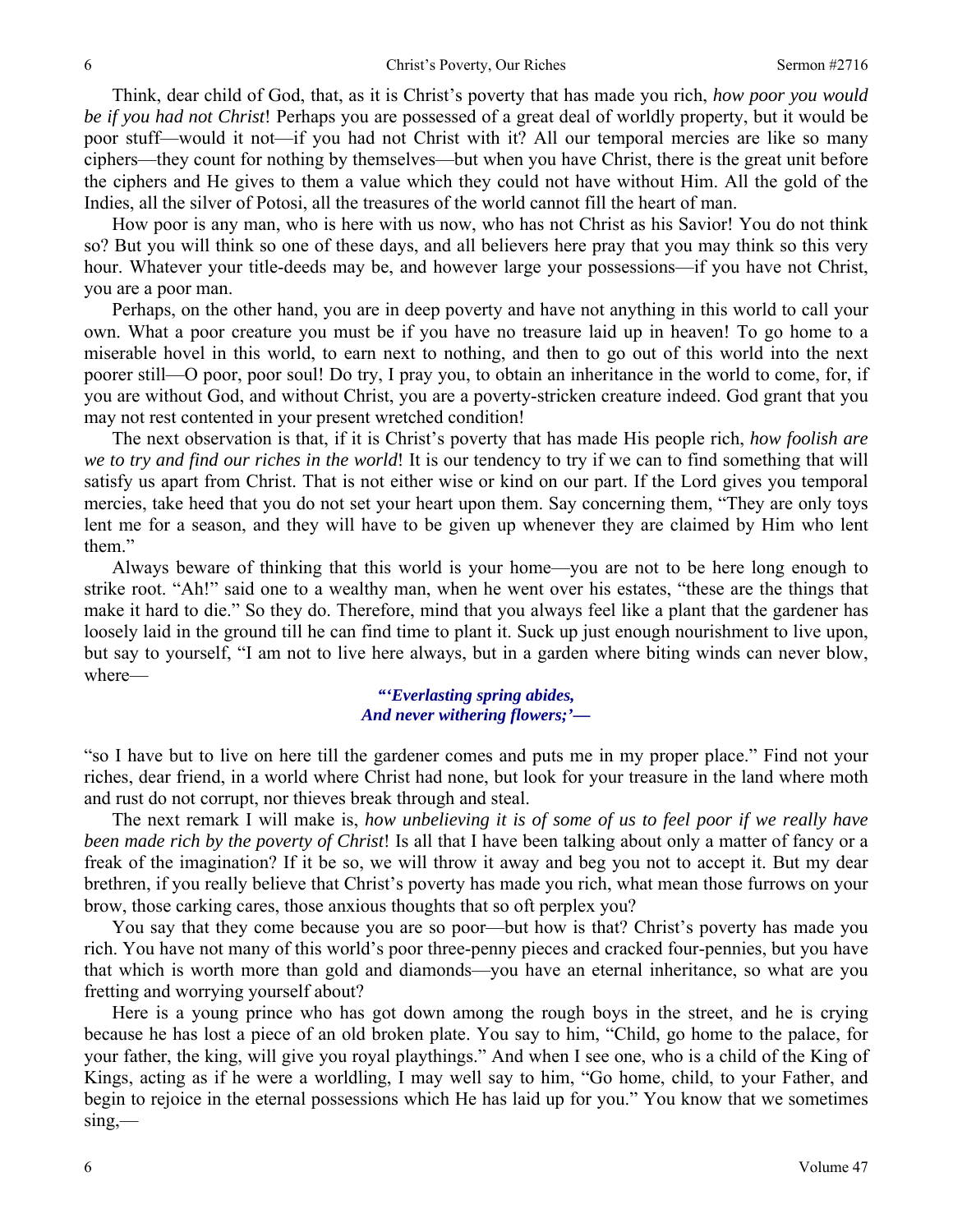Think, dear child of God, that, as it is Christ's poverty that has made you rich, *how poor you would be if you had not Christ*! Perhaps you are possessed of a great deal of worldly property, but it would be poor stuff—would it not—if you had not Christ with it? All our temporal mercies are like so many ciphers—they count for nothing by themselves—but when you have Christ, there is the great unit before the ciphers and He gives to them a value which they could not have without Him. All the gold of the Indies, all the silver of Potosi, all the treasures of the world cannot fill the heart of man.

How poor is any man, who is here with us now, who has not Christ as his Savior! You do not think so? But you will think so one of these days, and all believers here pray that you may think so this very hour. Whatever your title-deeds may be, and however large your possessions—if you have not Christ, you are a poor man.

Perhaps, on the other hand, you are in deep poverty and have not anything in this world to call your own. What a poor creature you must be if you have no treasure laid up in heaven! To go home to a miserable hovel in this world, to earn next to nothing, and then to go out of this world into the next poorer still—O poor, poor soul! Do try, I pray you, to obtain an inheritance in the world to come, for, if you are without God, and without Christ, you are a poverty-stricken creature indeed. God grant that you may not rest contented in your present wretched condition!

The next observation is that, if it is Christ's poverty that has made His people rich, *how foolish are we to try and find our riches in the world*! It is our tendency to try if we can to find something that will satisfy us apart from Christ. That is not either wise or kind on our part. If the Lord gives you temporal mercies, take heed that you do not set your heart upon them. Say concerning them, "They are only toys lent me for a season, and they will have to be given up whenever they are claimed by Him who lent them."

Always beware of thinking that this world is your home—you are not to be here long enough to strike root. "Ah!" said one to a wealthy man, when he went over his estates, "these are the things that make it hard to die." So they do. Therefore, mind that you always feel like a plant that the gardener has loosely laid in the ground till he can find time to plant it. Suck up just enough nourishment to live upon, but say to yourself, "I am not to live here always, but in a garden where biting winds can never blow, where—

> ***"'Everlasting spring abides,***
> ***And never withering flowers;'—***

"so I have but to live on here till the gardener comes and puts me in my proper place." Find not your riches, dear friend, in a world where Christ had none, but look for your treasure in the land where moth and rust do not corrupt, nor thieves break through and steal.

The next remark I will make is, *how unbelieving it is of some of us to feel poor if we really have been made rich by the poverty of Christ*! Is all that I have been talking about only a matter of fancy or a freak of the imagination? If it be so, we will throw it away and beg you not to accept it. But my dear brethren, if you really believe that Christ's poverty has made you rich, what mean those furrows on your brow, those carking cares, those anxious thoughts that so oft perplex you?

You say that they come because you are so poor—but how is that? Christ's poverty has made you rich. You have not many of this world's poor three-penny pieces and cracked four-pennies, but you have that which is worth more than gold and diamonds—you have an eternal inheritance, so what are you fretting and worrying yourself about?

Here is a young prince who has got down among the rough boys in the street, and he is crying because he has lost a piece of an old broken plate. You say to him, "Child, go home to the palace, for your father, the king, will give you royal playthings." And when I see one, who is a child of the King of Kings, acting as if he were a worldling, I may well say to him, "Go home, child, to your Father, and begin to rejoice in the eternal possessions which He has laid up for you." You know that we sometimes sing,—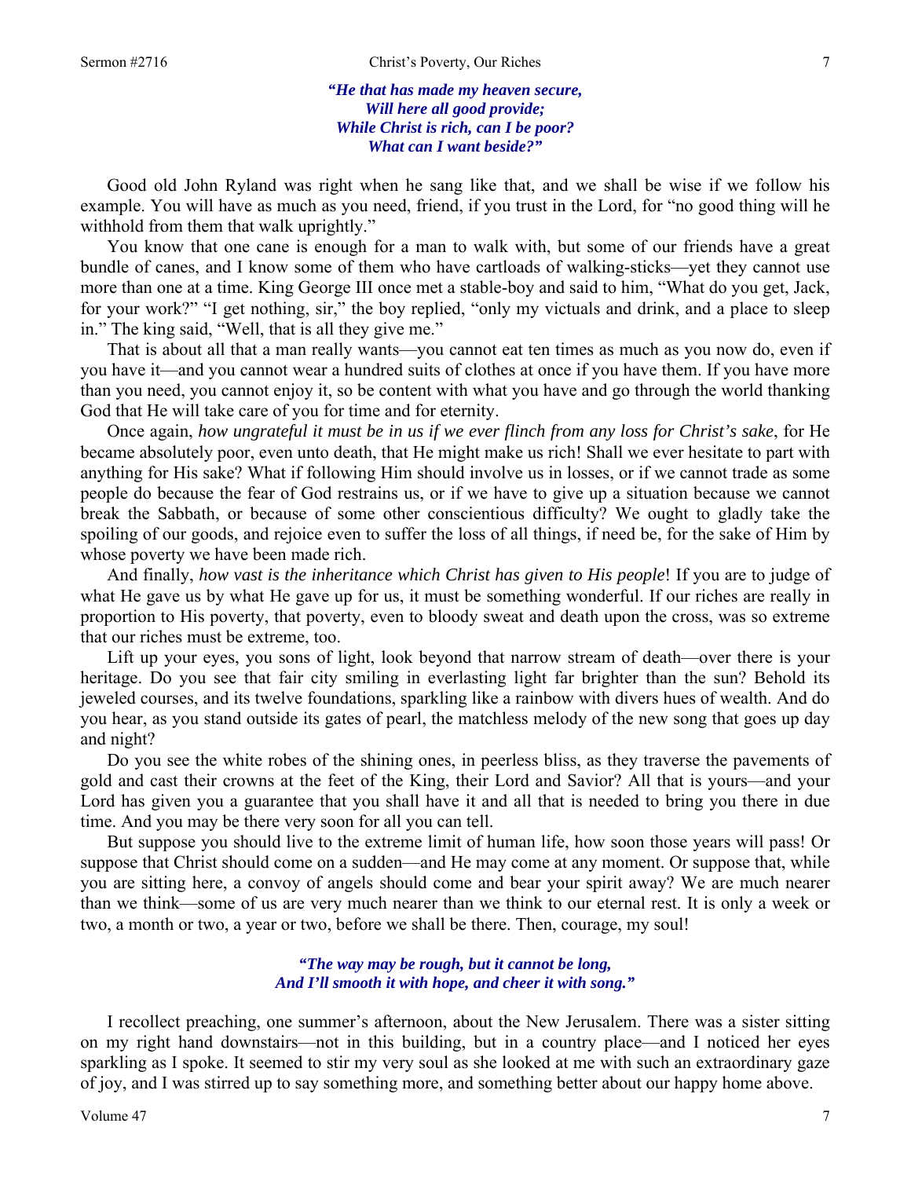*"He that has made my heaven secure,*
*Will here all good provide;*
*While Christ is rich, can I be poor?*
*What can I want beside?"*

Good old John Ryland was right when he sang like that, and we shall be wise if we follow his example. You will have as much as you need, friend, if you trust in the Lord, for "no good thing will he withhold from them that walk uprightly."

You know that one cane is enough for a man to walk with, but some of our friends have a great bundle of canes, and I know some of them who have cartloads of walking-sticks—yet they cannot use more than one at a time. King George III once met a stable-boy and said to him, "What do you get, Jack, for your work?" "I get nothing, sir," the boy replied, "only my victuals and drink, and a place to sleep in." The king said, "Well, that is all they give me."

That is about all that a man really wants—you cannot eat ten times as much as you now do, even if you have it—and you cannot wear a hundred suits of clothes at once if you have them. If you have more than you need, you cannot enjoy it, so be content with what you have and go through the world thanking God that He will take care of you for time and for eternity.

Once again, *how ungrateful it must be in us if we ever flinch from any loss for Christ's sake*, for He became absolutely poor, even unto death, that He might make us rich! Shall we ever hesitate to part with anything for His sake? What if following Him should involve us in losses, or if we cannot trade as some people do because the fear of God restrains us, or if we have to give up a situation because we cannot break the Sabbath, or because of some other conscientious difficulty? We ought to gladly take the spoiling of our goods, and rejoice even to suffer the loss of all things, if need be, for the sake of Him by whose poverty we have been made rich.

And finally, *how vast is the inheritance which Christ has given to His people*! If you are to judge of what He gave us by what He gave up for us, it must be something wonderful. If our riches are really in proportion to His poverty, that poverty, even to bloody sweat and death upon the cross, was so extreme that our riches must be extreme, too.

Lift up your eyes, you sons of light, look beyond that narrow stream of death—over there is your heritage. Do you see that fair city smiling in everlasting light far brighter than the sun? Behold its jeweled courses, and its twelve foundations, sparkling like a rainbow with divers hues of wealth. And do you hear, as you stand outside its gates of pearl, the matchless melody of the new song that goes up day and night?

Do you see the white robes of the shining ones, in peerless bliss, as they traverse the pavements of gold and cast their crowns at the feet of the King, their Lord and Savior? All that is yours—and your Lord has given you a guarantee that you shall have it and all that is needed to bring you there in due time. And you may be there very soon for all you can tell.

But suppose you should live to the extreme limit of human life, how soon those years will pass! Or suppose that Christ should come on a sudden—and He may come at any moment. Or suppose that, while you are sitting here, a convoy of angels should come and bear your spirit away? We are much nearer than we think—some of us are very much nearer than we think to our eternal rest. It is only a week or two, a month or two, a year or two, before we shall be there. Then, courage, my soul!

*"The way may be rough, but it cannot be long,*
*And I'll smooth it with hope, and cheer it with song."*

I recollect preaching, one summer's afternoon, about the New Jerusalem. There was a sister sitting on my right hand downstairs—not in this building, but in a country place—and I noticed her eyes sparkling as I spoke. It seemed to stir my very soul as she looked at me with such an extraordinary gaze of joy, and I was stirred up to say something more, and something better about our happy home above.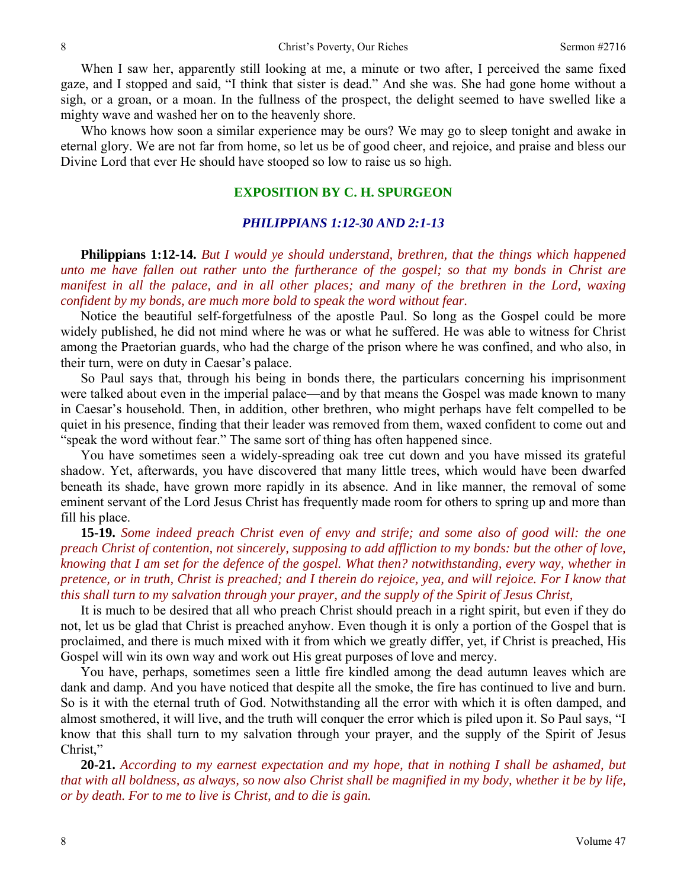When I saw her, apparently still looking at me, a minute or two after, I perceived the same fixed gaze, and I stopped and said, "I think that sister is dead." And she was. She had gone home without a sigh, or a groan, or a moan. In the fullness of the prospect, the delight seemed to have swelled like a mighty wave and washed her on to the heavenly shore.

Who knows how soon a similar experience may be ours? We may go to sleep tonight and awake in eternal glory. We are not far from home, so let us be of good cheer, and rejoice, and praise and bless our Divine Lord that ever He should have stooped so low to raise us so high.

## EXPOSITION BY C. H. SPURGEON

### *PHILIPPIANS 1:12-30 AND 2:1-13*

**Philippians 1:12-14.** *But I would ye should understand, brethren, that the things which happened unto me have fallen out rather unto the furtherance of the gospel; so that my bonds in Christ are manifest in all the palace, and in all other places; and many of the brethren in the Lord, waxing confident by my bonds, are much more bold to speak the word without fear.*

Notice the beautiful self-forgetfulness of the apostle Paul. So long as the Gospel could be more widely published, he did not mind where he was or what he suffered. He was able to witness for Christ among the Praetorian guards, who had the charge of the prison where he was confined, and who also, in their turn, were on duty in Caesar's palace.

So Paul says that, through his being in bonds there, the particulars concerning his imprisonment were talked about even in the imperial palace—and by that means the Gospel was made known to many in Caesar's household. Then, in addition, other brethren, who might perhaps have felt compelled to be quiet in his presence, finding that their leader was removed from them, waxed confident to come out and "speak the word without fear." The same sort of thing has often happened since.

You have sometimes seen a widely-spreading oak tree cut down and you have missed its grateful shadow. Yet, afterwards, you have discovered that many little trees, which would have been dwarfed beneath its shade, have grown more rapidly in its absence. And in like manner, the removal of some eminent servant of the Lord Jesus Christ has frequently made room for others to spring up and more than fill his place.

**15-19.** *Some indeed preach Christ even of envy and strife; and some also of good will: the one preach Christ of contention, not sincerely, supposing to add affliction to my bonds: but the other of love, knowing that I am set for the defence of the gospel. What then? notwithstanding, every way, whether in pretence, or in truth, Christ is preached; and I therein do rejoice, yea, and will rejoice. For I know that this shall turn to my salvation through your prayer, and the supply of the Spirit of Jesus Christ,*

It is much to be desired that all who preach Christ should preach in a right spirit, but even if they do not, let us be glad that Christ is preached anyhow. Even though it is only a portion of the Gospel that is proclaimed, and there is much mixed with it from which we greatly differ, yet, if Christ is preached, His Gospel will win its own way and work out His great purposes of love and mercy.

You have, perhaps, sometimes seen a little fire kindled among the dead autumn leaves which are dank and damp. And you have noticed that despite all the smoke, the fire has continued to live and burn. So is it with the eternal truth of God. Notwithstanding all the error with which it is often damped, and almost smothered, it will live, and the truth will conquer the error which is piled upon it. So Paul says, "I know that this shall turn to my salvation through your prayer, and the supply of the Spirit of Jesus Christ,"

**20-21.** *According to my earnest expectation and my hope, that in nothing I shall be ashamed, but that with all boldness, as always, so now also Christ shall be magnified in my body, whether it be by life, or by death. For to me to live is Christ, and to die is gain.*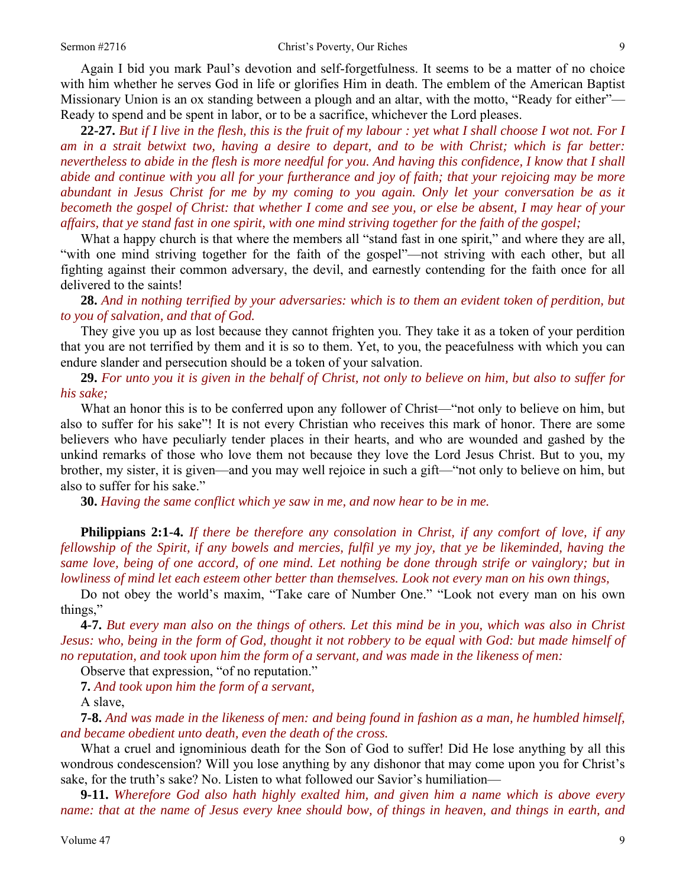Again I bid you mark Paul's devotion and self-forgetfulness. It seems to be a matter of no choice with him whether he serves God in life or glorifies Him in death. The emblem of the American Baptist Missionary Union is an ox standing between a plough and an altar, with the motto, "Ready for either"—Ready to spend and be spent in labor, or to be a sacrifice, whichever the Lord pleases.

**22-27.** *But if I live in the flesh, this is the fruit of my labour : yet what I shall choose I wot not. For I am in a strait betwixt two, having a desire to depart, and to be with Christ; which is far better: nevertheless to abide in the flesh is more needful for you. And having this confidence, I know that I shall abide and continue with you all for your furtherance and joy of faith; that your rejoicing may be more abundant in Jesus Christ for me by my coming to you again. Only let your conversation be as it becometh the gospel of Christ: that whether I come and see you, or else be absent, I may hear of your affairs, that ye stand fast in one spirit, with one mind striving together for the faith of the gospel;*

What a happy church is that where the members all "stand fast in one spirit," and where they are all, "with one mind striving together for the faith of the gospel"—not striving with each other, but all fighting against their common adversary, the devil, and earnestly contending for the faith once for all delivered to the saints!

**28.** *And in nothing terrified by your adversaries: which is to them an evident token of perdition, but to you of salvation, and that of God.*

They give you up as lost because they cannot frighten you. They take it as a token of your perdition that you are not terrified by them and it is so to them. Yet, to you, the peacefulness with which you can endure slander and persecution should be a token of your salvation.

**29.** *For unto you it is given in the behalf of Christ, not only to believe on him, but also to suffer for his sake;*

What an honor this is to be conferred upon any follower of Christ—"not only to believe on him, but also to suffer for his sake"! It is not every Christian who receives this mark of honor. There are some believers who have peculiarly tender places in their hearts, and who are wounded and gashed by the unkind remarks of those who love them not because they love the Lord Jesus Christ. But to you, my brother, my sister, it is given—and you may well rejoice in such a gift—"not only to believe on him, but also to suffer for his sake."

**30.** *Having the same conflict which ye saw in me, and now hear to be in me.*

**Philippians 2:1-4.** *If there be therefore any consolation in Christ, if any comfort of love, if any fellowship of the Spirit, if any bowels and mercies, fulfil ye my joy, that ye be likeminded, having the same love, being of one accord, of one mind. Let nothing be done through strife or vainglory; but in lowliness of mind let each esteem other better than themselves. Look not every man on his own things,*

Do not obey the world's maxim, "Take care of Number One." "Look not every man on his own things,"

**4-7.** *But every man also on the things of others. Let this mind be in you, which was also in Christ Jesus: who, being in the form of God, thought it not robbery to be equal with God: but made himself of no reputation, and took upon him the form of a servant, and was made in the likeness of men:*

Observe that expression, "of no reputation."

**7.** *And took upon him the form of a servant,*

A slave,

**7-8.** *And was made in the likeness of men: and being found in fashion as a man, he humbled himself, and became obedient unto death, even the death of the cross.*

What a cruel and ignominious death for the Son of God to suffer! Did He lose anything by all this wondrous condescension? Will you lose anything by any dishonor that may come upon you for Christ's sake, for the truth's sake? No. Listen to what followed our Savior's humiliation—

**9-11.** *Wherefore God also hath highly exalted him, and given him a name which is above every name: that at the name of Jesus every knee should bow, of things in heaven, and things in earth, and*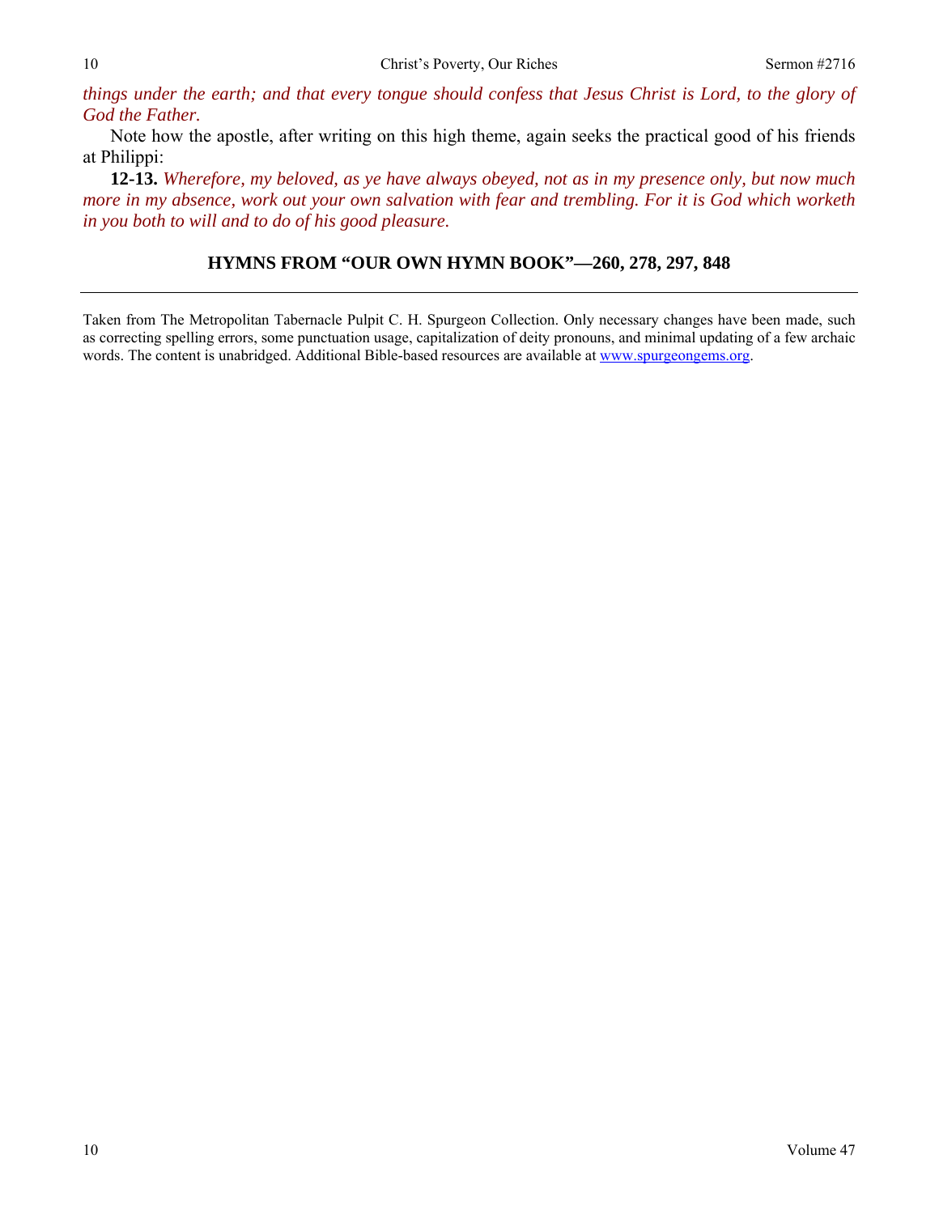*things under the earth; and that every tongue should confess that Jesus Christ is Lord, to the glory of God the Father.*

Note how the apostle, after writing on this high theme, again seeks the practical good of his friends at Philippi:

**12-13.** *Wherefore, my beloved, as ye have always obeyed, not as in my presence only, but now much more in my absence, work out your own salvation with fear and trembling. For it is God which worketh in you both to will and to do of his good pleasure.*

### HYMNS FROM "OUR OWN HYMN BOOK"—260, 278, 297, 848

---

Taken from The Metropolitan Tabernacle Pulpit C. H. Spurgeon Collection. Only necessary changes have been made, such as correcting spelling errors, some punctuation usage, capitalization of deity pronouns, and minimal updating of a few archaic words. The content is unabridged. Additional Bible-based resources are available at www.spurgeongems.org.